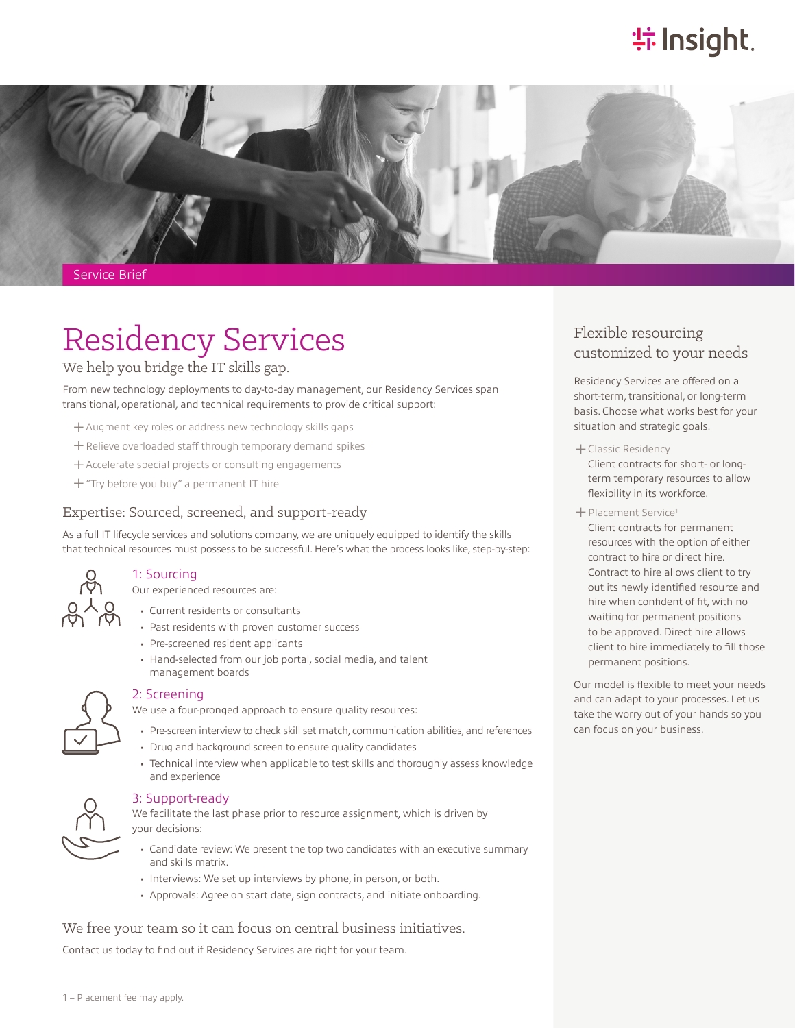Service Brief

# Residency Services

## We help you bridge the IT skills gap.

From new technology deployments to day-to-day management, our Residency Services span transitional, operational, and technical requirements to provide critical support:

- Augment key roles or address new technology skills gaps
- Relieve overloaded staff through temporary demand spikes
- Accelerate special projects or consulting engagements
- "Try before you buy" a permanent IT hire

## Expertise: Sourced, screened, and support-ready

As a full IT lifecycle services and solutions company, we are uniquely equipped to identify the skills that technical resources must possess to be successful. Here's what the process looks like, step-by-step:

### 1: Sourcing

Our experienced resources are:

- Current residents or consultants
- Past residents with proven customer success
- Pre-screened resident applicants
- Hand-selected from our job portal, social media, and talent management boards

### 2: Screening

We use a four-pronged approach to ensure quality resources:

- Pre-screen interview to check skill set match, communication abilities, and references
- Drug and background screen to ensure quality candidates
- Technical interview when applicable to test skills and thoroughly assess knowledge and experience

### 3: Support-ready

We facilitate the last phase prior to resource assignment, which is driven by your decisions:

- Candidate review: We present the top two candidates with an executive summary and skills matrix.
- Interviews: We set up interviews by phone, in person, or both.
- Approvals: Agree on start date, sign contracts, and initiate onboarding.

## We free your team so it can focus on central business initiatives.

Contact us today to find out if Residency Services are right for your team.

## Flexible resourcing customized to your needs

Residency Services are offered on a short-term, transitional, or long-term basis. Choose what works best for your situation and strategic goals.

- Classic Residency
  Client contracts for short- or long-term temporary resources to allow flexibility in its workforce.
- Placement Service[1]
  Client contracts for permanent resources with the option of either contract to hire or direct hire. Contract to hire allows client to try out its newly identified resource and hire when confident of fit, with no waiting for permanent positions to be approved. Direct hire allows client to hire immediately to fill those permanent positions.

Our model is flexible to meet your needs and can adapt to your processes. Let us take the worry out of your hands so you can focus on your business.

1 – Placement fee may apply.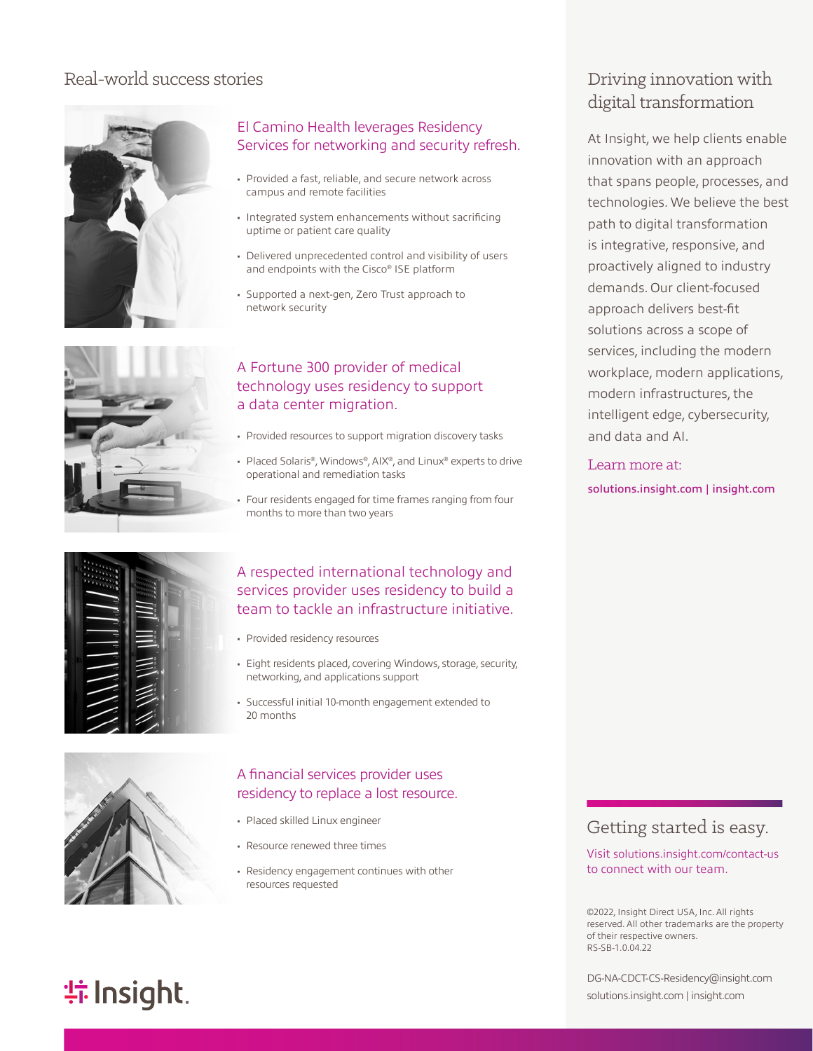## Real-world success stories

### El Camino Health leverages Residency Services for networking and security refresh.

- Provided a fast, reliable, and secure network across campus and remote facilities
- Integrated system enhancements without sacrificing uptime or patient care quality
- Delivered unprecedented control and visibility of users and endpoints with the Cisco® ISE platform
- Supported a next-gen, Zero Trust approach to network security

### A Fortune 300 provider of medical technology uses residency to support a data center migration.

- Provided resources to support migration discovery tasks
- Placed Solaris®, Windows®, AIX®, and Linux® experts to drive operational and remediation tasks
- Four residents engaged for time frames ranging from four months to more than two years

### A respected international technology and services provider uses residency to build a team to tackle an infrastructure initiative.

- Provided residency resources
- Eight residents placed, covering Windows, storage, security, networking, and applications support
- Successful initial 10-month engagement extended to 20 months

### A financial services provider uses residency to replace a lost resource.

- Placed skilled Linux engineer
- Resource renewed three times
- Residency engagement continues with other resources requested

Insight.

## Driving innovation with digital transformation

At Insight, we help clients enable innovation with an approach that spans people, processes, and technologies. We believe the best path to digital transformation is integrative, responsive, and proactively aligned to industry demands. Our client-focused approach delivers best-fit solutions across a scope of services, including the modern workplace, modern applications, modern infrastructures, the intelligent edge, cybersecurity, and data and AI.

Learn more at:

solutions.insight.com | insight.com

## Getting started is easy.

Visit solutions.insight.com/contact-us to connect with our team.

©2022, Insight Direct USA, Inc. All rights reserved. All other trademarks are the property of their respective owners.
RS-SB-1.0.04.22

DG-NA-CDCT-CS-Residency@insight.com
solutions.insight.com | insight.com